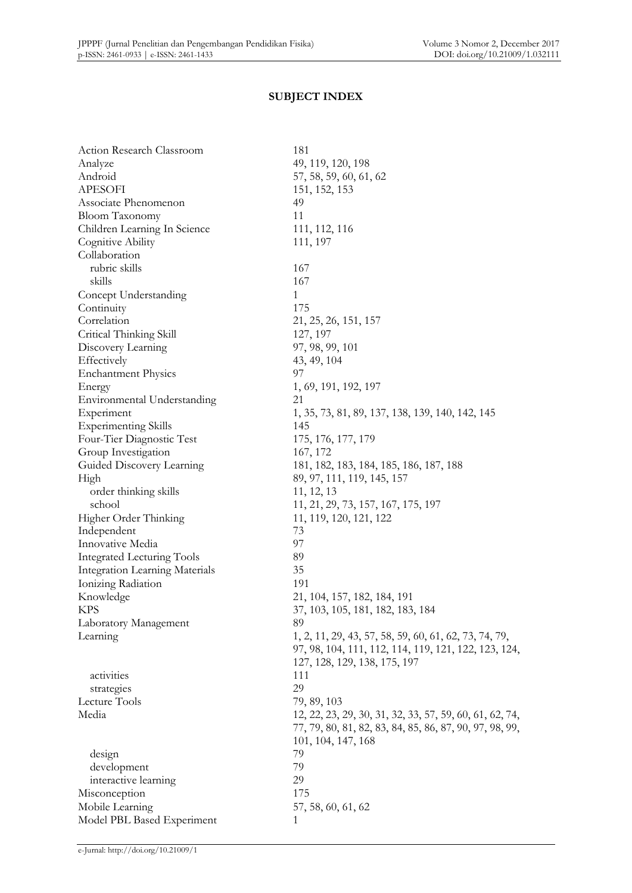## SUBJECT INDEX

| | |
|---|---|
| Action Research Classroom | 181 |
| Analyze | 49, 119, 120, 198 |
| Android | 57, 58, 59, 60, 61, 62 |
| APESOFI | 151, 152, 153 |
| Associate Phenomenon | 49 |
| Bloom Taxonomy | 11 |
| Children Learning In Science | 111, 112, 116 |
| Cognitive Ability | 111, 197 |
| Collaboration | |
|   rubric skills | 167 |
|   skills | 167 |
| Concept Understanding | 1 |
| Continuity | 175 |
| Correlation | 21, 25, 26, 151, 157 |
| Critical Thinking Skill | 127, 197 |
| Discovery Learning | 97, 98, 99, 101 |
| Effectively | 43, 49, 104 |
| Enchantment Physics | 97 |
| Energy | 1, 69, 191, 192, 197 |
| Environmental Understanding | 21 |
| Experiment | 1, 35, 73, 81, 89, 137, 138, 139, 140, 142, 145 |
| Experimenting Skills | 145 |
| Four-Tier Diagnostic Test | 175, 176, 177, 179 |
| Group Investigation | 167, 172 |
| Guided Discovery Learning | 181, 182, 183, 184, 185, 186, 187, 188 |
| High | 89, 97, 111, 119, 145, 157 |
|   order thinking skills | 11, 12, 13 |
|   school | 11, 21, 29, 73, 157, 167, 175, 197 |
| Higher Order Thinking | 11, 119, 120, 121, 122 |
| Independent | 73 |
| Innovative Media | 97 |
| Integrated Lecturing Tools | 89 |
| Integration Learning Materials | 35 |
| Ionizing Radiation | 191 |
| Knowledge | 21, 104, 157, 182, 184, 191 |
| KPS | 37, 103, 105, 181, 182, 183, 184 |
| Laboratory Management | 89 |
| Learning | 1, 2, 11, 29, 43, 57, 58, 59, 60, 61, 62, 73, 74, 79, 97, 98, 104, 111, 112, 114, 119, 121, 122, 123, 124, 127, 128, 129, 138, 175, 197 |
|   activities | 111 |
|   strategies | 29 |
| Lecture Tools | 79, 89, 103 |
| Media | 12, 22, 23, 29, 30, 31, 32, 33, 57, 59, 60, 61, 62, 74, 77, 79, 80, 81, 82, 83, 84, 85, 86, 87, 90, 97, 98, 99, 101, 104, 147, 168 |
|   design | 79 |
|   development | 79 |
|   interactive learning | 29 |
| Misconception | 175 |
| Mobile Learning | 57, 58, 60, 61, 62 |
| Model PBL Based Experiment | 1 |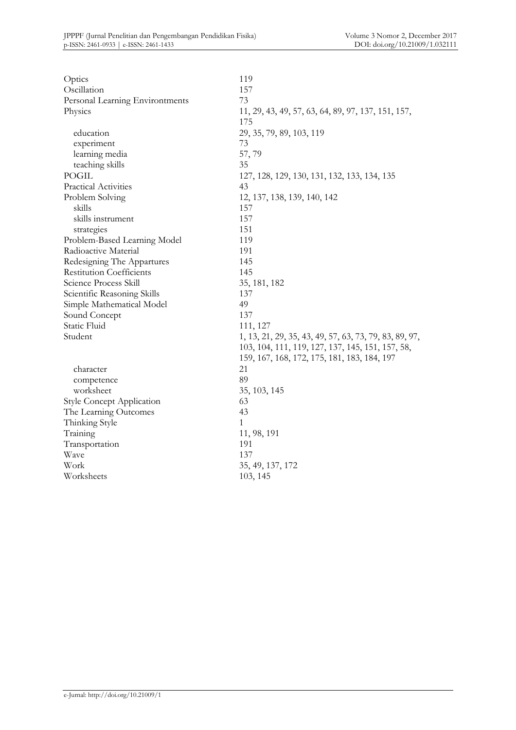| | |
|---|---|
| Optics | 119 |
| Oscillation | 157 |
| Personal Learning Environtments | 73 |
| Physics | 11, 29, 43, 49, 57, 63, 64, 89, 97, 137, 151, 157, 175 |
| education | 29, 35, 79, 89, 103, 119 |
| experiment | 73 |
| learning media | 57, 79 |
| teaching skills | 35 |
| POGIL | 127, 128, 129, 130, 131, 132, 133, 134, 135 |
| Practical Activities | 43 |
| Problem Solving | 12, 137, 138, 139, 140, 142 |
| skills | 157 |
| skills instrument | 157 |
| strategies | 151 |
| Problem-Based Learning Model | 119 |
| Radioactive Material | 191 |
| Redesigning The Appartures | 145 |
| Restitution Coefficients | 145 |
| Science Process Skill | 35, 181, 182 |
| Scientific Reasoning Skills | 137 |
| Simple Mathematical Model | 49 |
| Sound Concept | 137 |
| Static Fluid | 111, 127 |
| Student | 1, 13, 21, 29, 35, 43, 49, 57, 63, 73, 79, 83, 89, 97, 103, 104, 111, 119, 127, 137, 145, 151, 157, 58, 159, 167, 168, 172, 175, 181, 183, 184, 197 |
| character | 21 |
| competence | 89 |
| worksheet | 35, 103, 145 |
| Style Concept Application | 63 |
| The Learning Outcomes | 43 |
| Thinking Style | 1 |
| Training | 11, 98, 191 |
| Transportation | 191 |
| Wave | 137 |
| Work | 35, 49, 137, 172 |
| Worksheets | 103, 145 |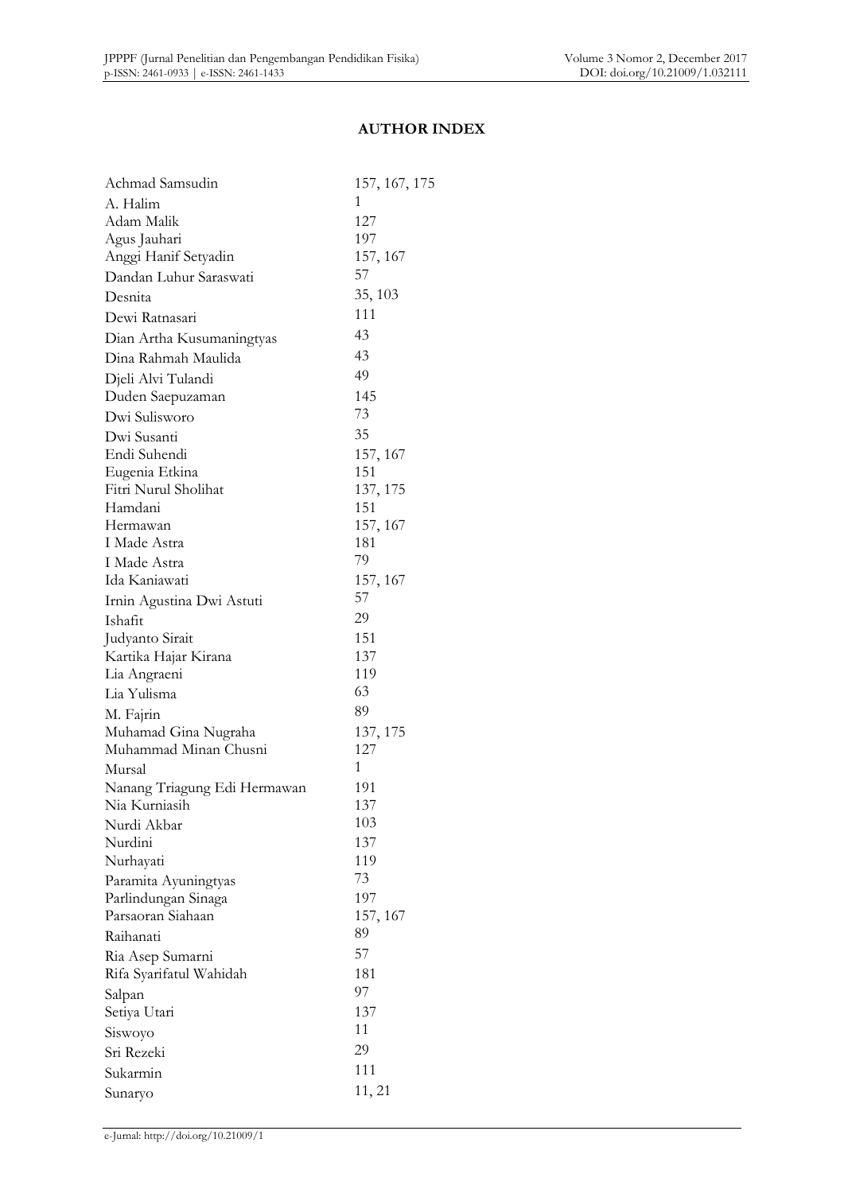**AUTHOR INDEX**

| | |
|---|---|
| Achmad Samsudin | 157, 167, 175 |
| A. Halim | 1 |
| Adam Malik | 127 |
| Agus Jauhari | 197 |
| Anggi Hanif Setyadin | 157, 167 |
| Dandan Luhur Saraswati | 57 |
| Desnita | 35, 103 |
| Dewi Ratnasari | 111 |
| Dian Artha Kusumaningtyas | 43 |
| Dina Rahmah Maulida | 43 |
| Djeli Alvi Tulandi | 49 |
| Duden Saepuzaman | 145 |
| Dwi Sulisworo | 73 |
| Dwi Susanti | 35 |
| Endi Suhendi | 157, 167 |
| Eugenia Etkina | 151 |
| Fitri Nurul Sholihat | 137, 175 |
| Hamdani | 151 |
| Hermawan | 157, 167 |
| I Made Astra | 181 |
| I Made Astra | 79 |
| Ida Kaniawati | 157, 167 |
| Irnin Agustina Dwi Astuti | 57 |
| Ishafit | 29 |
| Judyanto Sirait | 151 |
| Kartika Hajar Kirana | 137 |
| Lia Angraeni | 119 |
| Lia Yulisma | 63 |
| M. Fajrin | 89 |
| Muhamad Gina Nugraha | 137, 175 |
| Muhammad Minan Chusni | 127 |
| Mursal | 1 |
| Nanang Triagung Edi Hermawan | 191 |
| Nia Kurniasih | 137 |
| Nurdi Akbar | 103 |
| Nurdini | 137 |
| Nurhayati | 119 |
| Paramita Ayuningtyas | 73 |
| Parlindungan Sinaga | 197 |
| Parsaoran Siahaan | 157, 167 |
| Raihanati | 89 |
| Ria Asep Sumarni | 57 |
| Rifa Syarifatul Wahidah | 181 |
| Salpan | 97 |
| Setiya Utari | 137 |
| Siswoyo | 11 |
| Sri Rezeki | 29 |
| Sukarmin | 111 |
| Sunaryo | 11, 21 |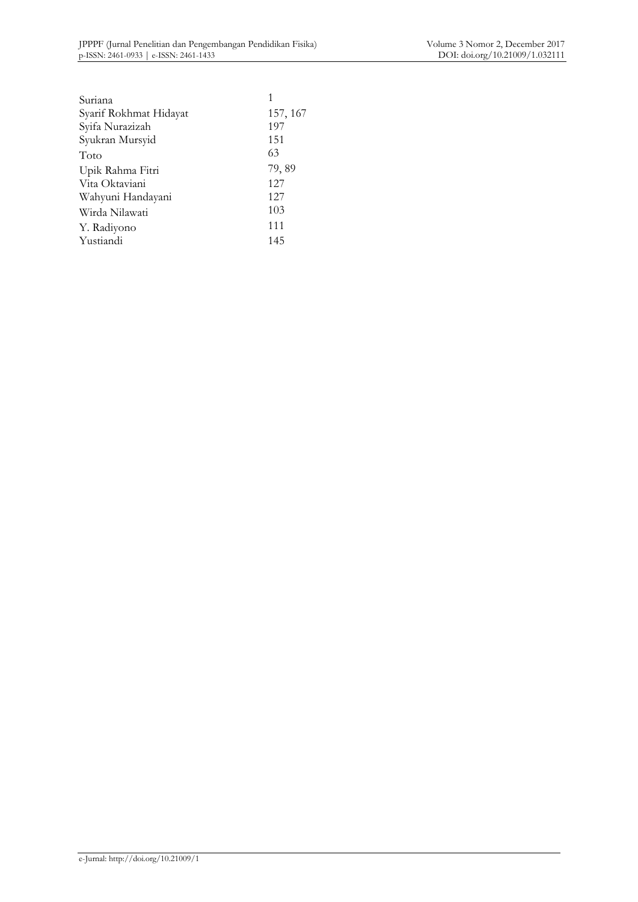| | |
|---|---|
| Suriana | 1 |
| Syarif Rokhmat Hidayat | 157, 167 |
| Syifa Nurazizah | 197 |
| Syukran Mursyid | 151 |
| Toto | 63 |
| Upik Rahma Fitri | 79, 89 |
| Vita Oktaviani | 127 |
| Wahyuni Handayani | 127 |
| Wirda Nilawati | 103 |
| Y. Radiyono | 111 |
| Yustiandi | 145 |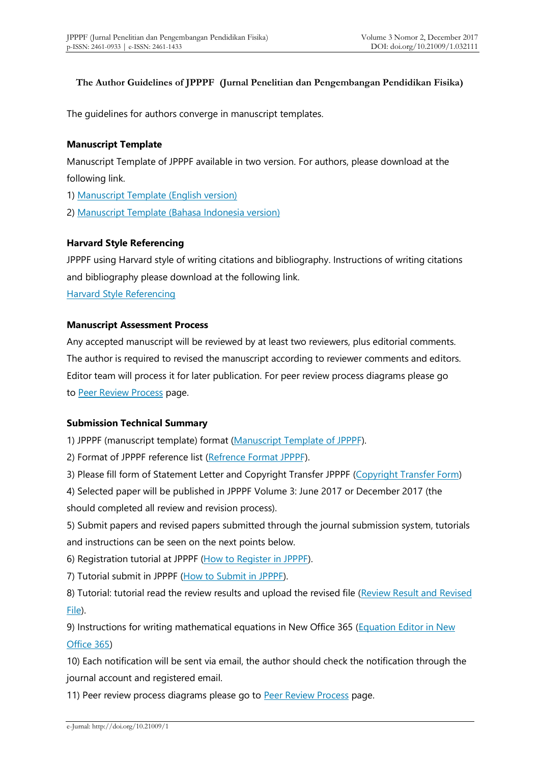**The Author Guidelines of JPPPF (Jurnal Penelitian dan Pengembangan Pendidikan Fisika)**

The guidelines for authors converge in manuscript templates.

**Manuscript Template**

Manuscript Template of JPPPF available in two version. For authors, please download at the following link.

1) Manuscript Template (English version)

2) Manuscript Template (Bahasa Indonesia version)

**Harvard Style Referencing**

JPPPF using Harvard style of writing citations and bibliography. Instructions of writing citations and bibliography please download at the following link.

Harvard Style Referencing

**Manuscript Assessment Process**

Any accepted manuscript will be reviewed by at least two reviewers, plus editorial comments. The author is required to revised the manuscript according to reviewer comments and editors. Editor team will process it for later publication. For peer review process diagrams please go to Peer Review Process page.

**Submission Technical Summary**

1) JPPPF (manuscript template) format (Manuscript Template of JPPPF).

2) Format of JPPPF reference list (Refrence Format JPPPF).

3) Please fill form of Statement Letter and Copyright Transfer JPPPF (Copyright Transfer Form)

4) Selected paper will be published in JPPPF Volume 3: June 2017 or December 2017 (the should completed all review and revision process).

5) Submit papers and revised papers submitted through the journal submission system, tutorials and instructions can be seen on the next points below.

6) Registration tutorial at JPPPF (How to Register in JPPPF).

7) Tutorial submit in JPPPF (How to Submit in JPPPF).

8) Tutorial: tutorial read the review results and upload the revised file (Review Result and Revised File).

9) Instructions for writing mathematical equations in New Office 365 (Equation Editor in New Office 365)

10) Each notification will be sent via email, the author should check the notification through the journal account and registered email.

11) Peer review process diagrams please go to Peer Review Process page.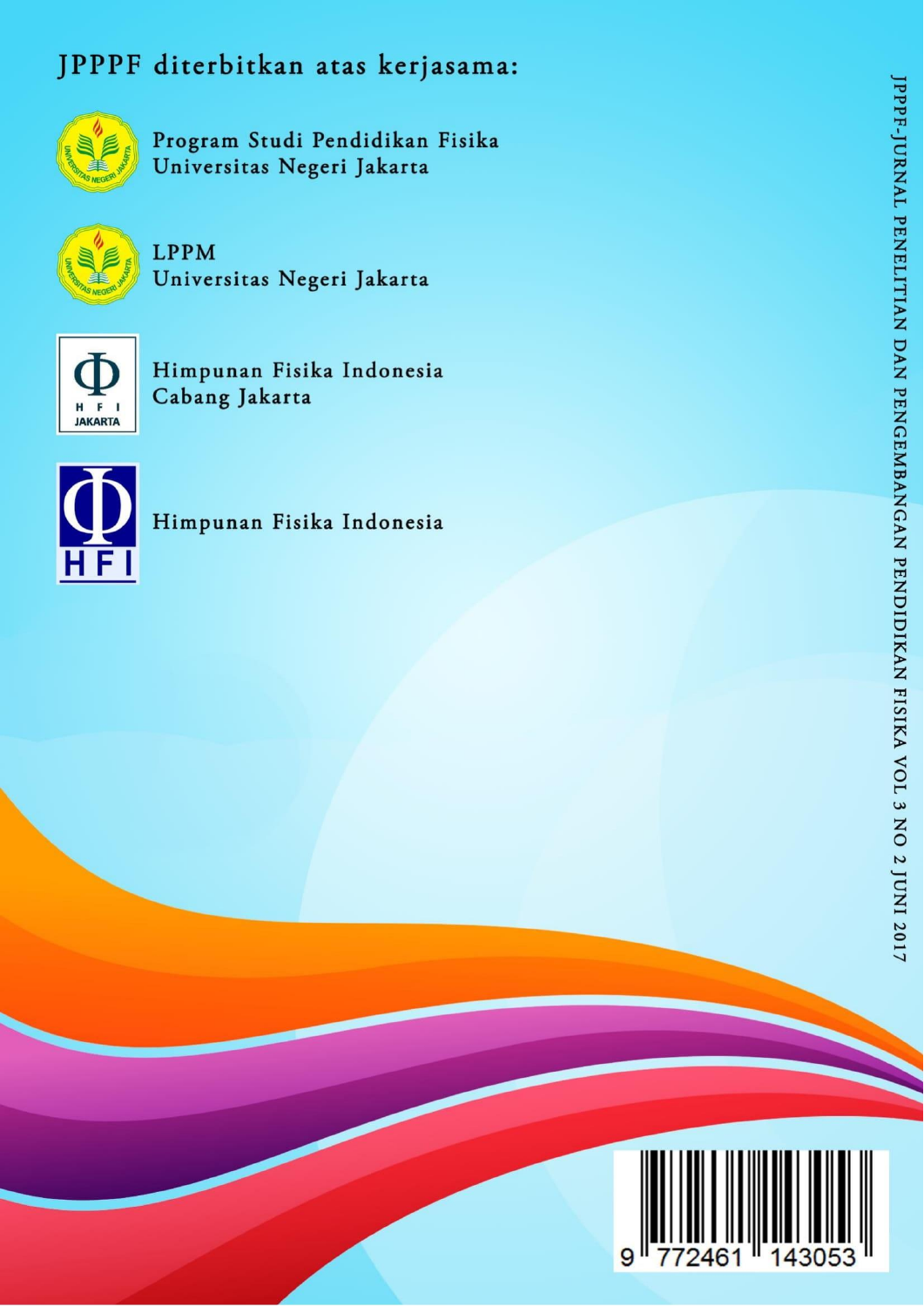JPPPF diterbitkan atas kerjasama:

Program Studi Pendidikan Fisika
Universitas Negeri Jakarta

LPPM
Universitas Negeri Jakarta

Himpunan Fisika Indonesia
Cabang Jakarta

Himpunan Fisika Indonesia

JPPPF-JURNAL PENELITIAN DAN PENGEMBANGAN PENDIDIKAN FISIKA VOL 3 NO 2 JUNI 2017

9 772461 143053